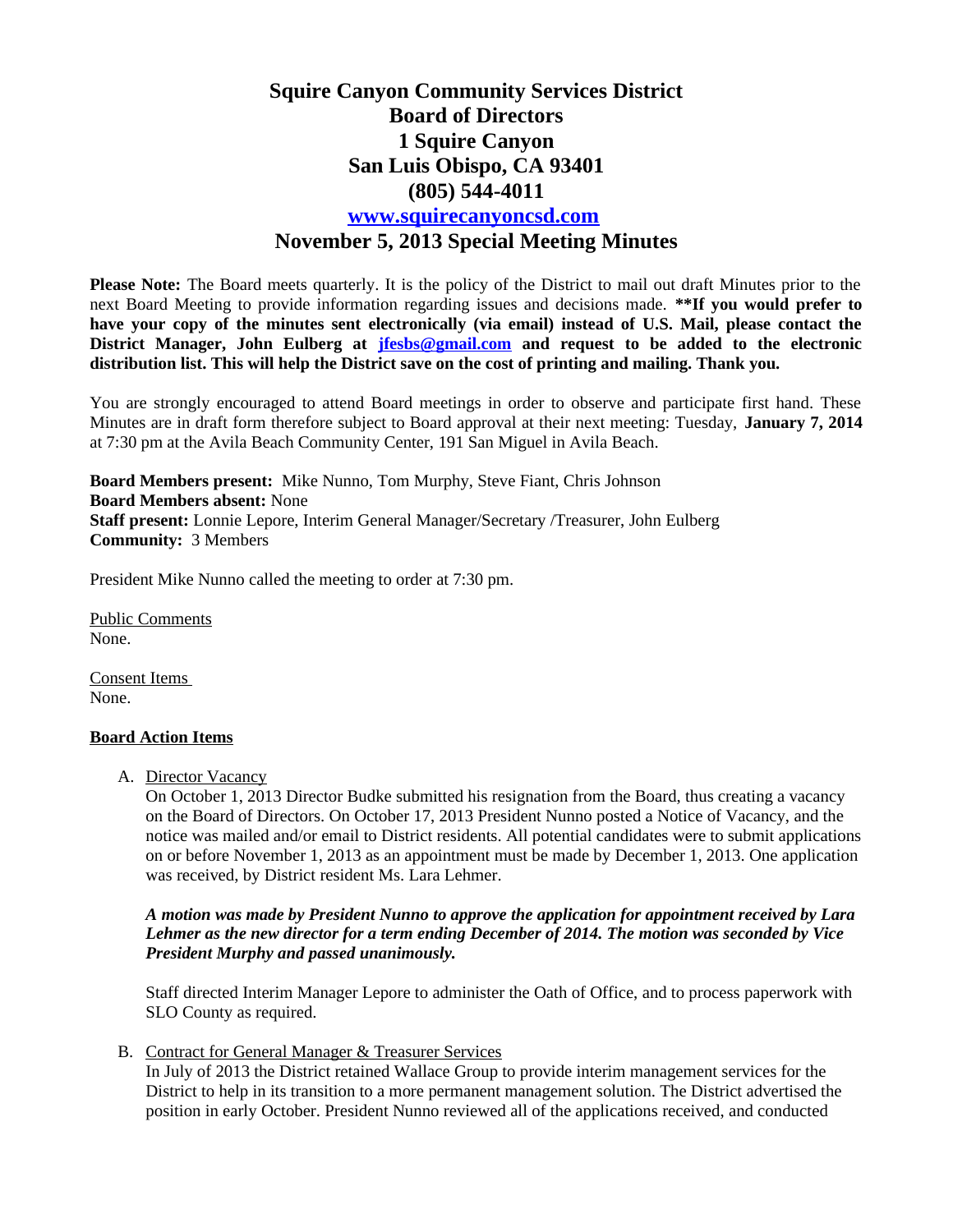# Squire Canyon Community Services District
# Board of Directors
# 1 Squire Canyon
# San Luis Obispo, CA 93401
# (805) 544-4011
# [www.squirecanyoncsd.com](http://www.squirecanyoncsd.com)
## November 5, 2013 Special Meeting Minutes

**Please Note:** The Board meets quarterly. It is the policy of the District to mail out draft Minutes prior to the next Board Meeting to provide information regarding issues and decisions made. **\*\*If you would prefer to have your copy of the minutes sent electronically (via email) instead of U.S. Mail, please contact the District Manager, John Eulberg at [jfesbs@gmail.com](mailto:jfesbs@gmail.com) and request to be added to the electronic distribution list. This will help the District save on the cost of printing and mailing. Thank you.**

You are strongly encouraged to attend Board meetings in order to observe and participate first hand. These Minutes are in draft form therefore subject to Board approval at their next meeting: Tuesday, **January 7, 2014** at 7:30 pm at the Avila Beach Community Center, 191 San Miguel in Avila Beach.

**Board Members present:** Mike Nunno, Tom Murphy, Steve Fiant, Chris Johnson
**Board Members absent:** None
**Staff present:** Lonnie Lepore, Interim General Manager/Secretary /Treasurer, John Eulberg
**Community:** 3 Members

President Mike Nunno called the meeting to order at 7:30 pm.

Public Comments
None.

Consent Items
None.

**Board Action Items**

A. Director Vacancy
On October 1, 2013 Director Budke submitted his resignation from the Board, thus creating a vacancy on the Board of Directors. On October 17, 2013 President Nunno posted a Notice of Vacancy, and the notice was mailed and/or email to District residents. All potential candidates were to submit applications on or before November 1, 2013 as an appointment must be made by December 1, 2013. One application was received, by District resident Ms. Lara Lehmer.

***A motion was made by President Nunno to approve the application for appointment received by Lara Lehmer as the new director for a term ending December of 2014. The motion was seconded by Vice President Murphy and passed unanimously.***

Staff directed Interim Manager Lepore to administer the Oath of Office, and to process paperwork with SLO County as required.

B. Contract for General Manager & Treasurer Services
In July of 2013 the District retained Wallace Group to provide interim management services for the District to help in its transition to a more permanent management solution. The District advertised the position in early October. President Nunno reviewed all of the applications received, and conducted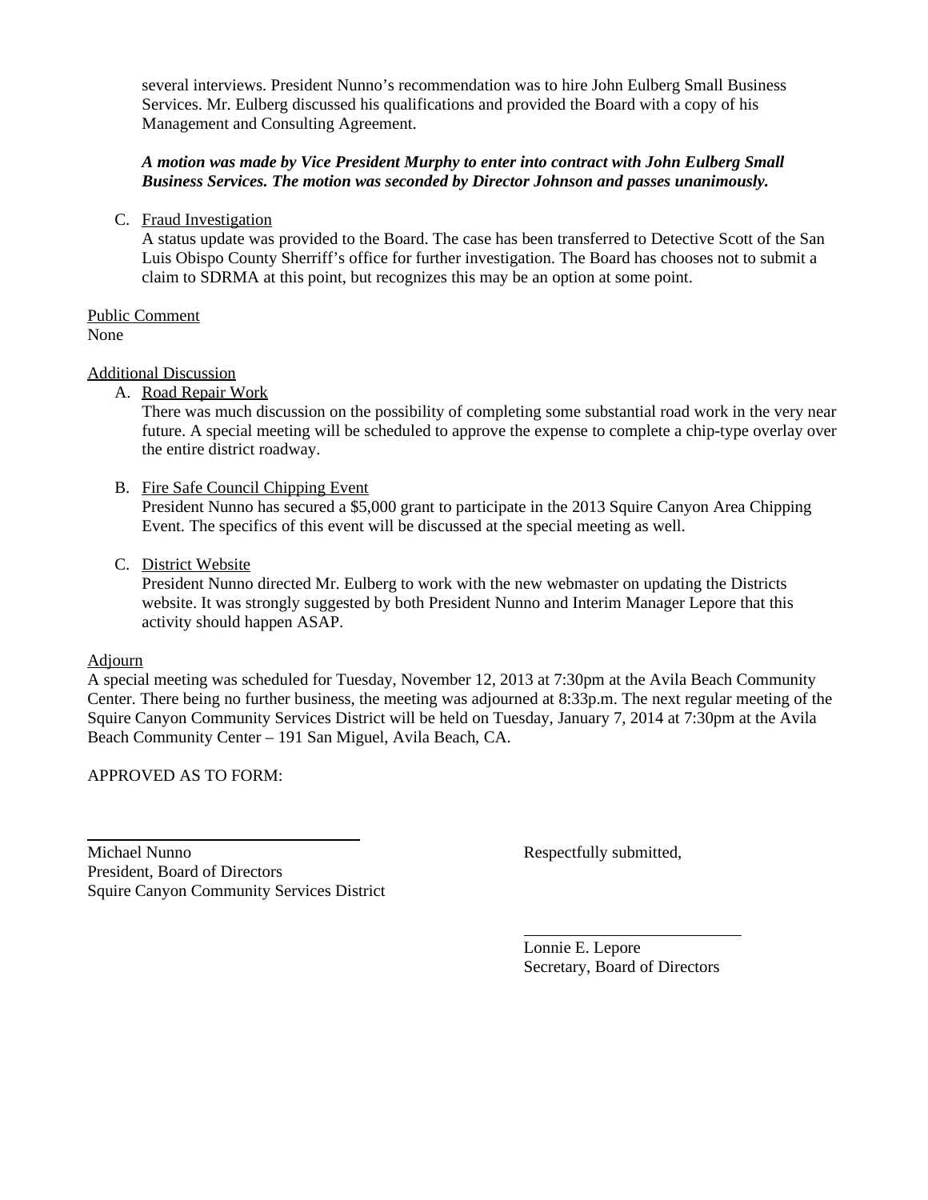several interviews. President Nunno's recommendation was to hire John Eulberg Small Business Services. Mr. Eulberg discussed his qualifications and provided the Board with a copy of his Management and Consulting Agreement.

***A motion was made by Vice President Murphy to enter into contract with John Eulberg Small Business Services. The motion was seconded by Director Johnson and passes unanimously.***

C. <u>Fraud Investigation</u>
   A status update was provided to the Board. The case has been transferred to Detective Scott of the San Luis Obispo County Sherriff's office for further investigation. The Board has chooses not to submit a claim to SDRMA at this point, but recognizes this may be an option at some point.

<u>Public Comment</u>
None

<u>Additional Discussion</u>

A. <u>Road Repair Work</u>
   There was much discussion on the possibility of completing some substantial road work in the very near future. A special meeting will be scheduled to approve the expense to complete a chip-type overlay over the entire district roadway.

B. <u>Fire Safe Council Chipping Event</u>
   President Nunno has secured a $5,000 grant to participate in the 2013 Squire Canyon Area Chipping Event. The specifics of this event will be discussed at the special meeting as well.

C. <u>District Website</u>
   President Nunno directed Mr. Eulberg to work with the new webmaster on updating the Districts website. It was strongly suggested by both President Nunno and Interim Manager Lepore that this activity should happen ASAP.

<u>Adjourn</u>
A special meeting was scheduled for Tuesday, November 12, 2013 at 7:30pm at the Avila Beach Community Center. There being no further business, the meeting was adjourned at 8:33p.m. The next regular meeting of the Squire Canyon Community Services District will be held on Tuesday, January 7, 2014 at 7:30pm at the Avila Beach Community Center – 191 San Miguel, Avila Beach, CA.

APPROVED AS TO FORM:

Michael Nunno
President, Board of Directors
Squire Canyon Community Services District

Respectfully submitted,

Lonnie E. Lepore
Secretary, Board of Directors